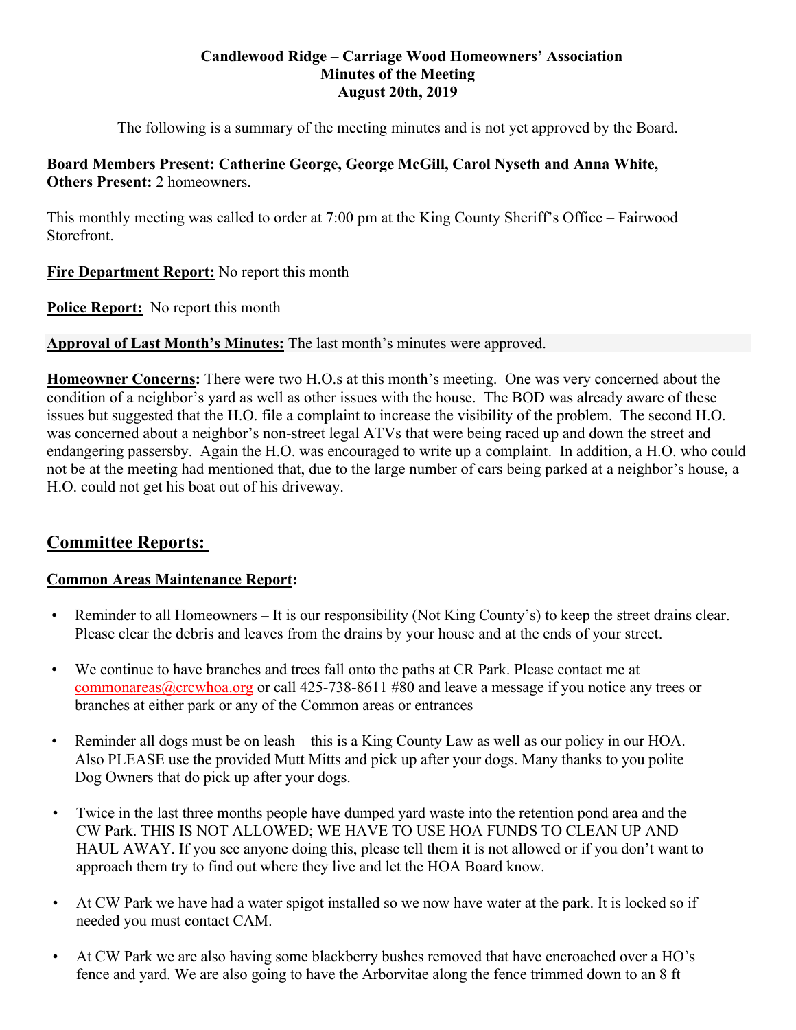# Candlewood Ridge – Carriage Wood Homeowners' Association
## Minutes of the Meeting
## August 20th, 2019

The following is a summary of the meeting minutes and is not yet approved by the Board.

**Board Members Present: Catherine George, George McGill, Carol Nyseth and Anna White,**
**Others Present:** 2 homeowners.

This monthly meeting was called to order at 7:00 pm at the King County Sheriff's Office – Fairwood Storefront.

**Fire Department Report:** No report this month

**Police Report:** No report this month

**Approval of Last Month's Minutes:** The last month's minutes were approved.

**Homeowner Concerns:** There were two H.O.s at this month's meeting. One was very concerned about the condition of a neighbor's yard as well as other issues with the house. The BOD was already aware of these issues but suggested that the H.O. file a complaint to increase the visibility of the problem. The second H.O. was concerned about a neighbor's non-street legal ATVs that were being raced up and down the street and endangering passersby. Again the H.O. was encouraged to write up a complaint. In addition, a H.O. who could not be at the meeting had mentioned that, due to the large number of cars being parked at a neighbor's house, a H.O. could not get his boat out of his driveway.

## Committee Reports:

**Common Areas Maintenance Report:**

- Reminder to all Homeowners – It is our responsibility (Not King County's) to keep the street drains clear. Please clear the debris and leaves from the drains by your house and at the ends of your street.
- We continue to have branches and trees fall onto the paths at CR Park. Please contact me at commonareas@crcwhoa.org or call 425-738-8611 #80 and leave a message if you notice any trees or branches at either park or any of the Common areas or entrances
- Reminder all dogs must be on leash – this is a King County Law as well as our policy in our HOA. Also PLEASE use the provided Mutt Mitts and pick up after your dogs. Many thanks to you polite Dog Owners that do pick up after your dogs.
- Twice in the last three months people have dumped yard waste into the retention pond area and the CW Park. THIS IS NOT ALLOWED; WE HAVE TO USE HOA FUNDS TO CLEAN UP AND HAUL AWAY. If you see anyone doing this, please tell them it is not allowed or if you don't want to approach them try to find out where they live and let the HOA Board know.
- At CW Park we have had a water spigot installed so we now have water at the park. It is locked so if needed you must contact CAM.
- At CW Park we are also having some blackberry bushes removed that have encroached over a HO's fence and yard. We are also going to have the Arborvitae along the fence trimmed down to an 8 ft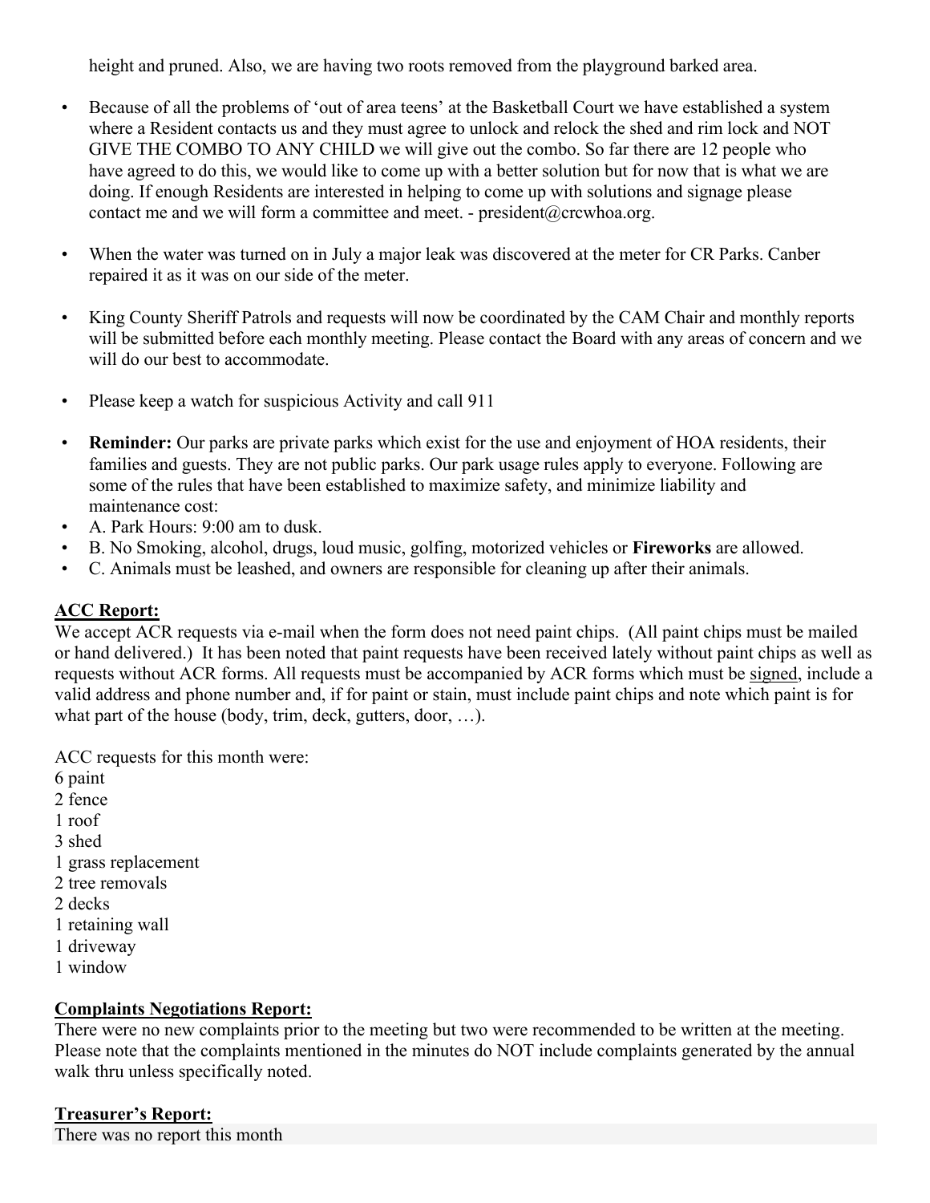height and pruned. Also, we are having two roots removed from the playground barked area.

- Because of all the problems of 'out of area teens' at the Basketball Court we have established a system where a Resident contacts us and they must agree to unlock and relock the shed and rim lock and NOT GIVE THE COMBO TO ANY CHILD we will give out the combo. So far there are 12 people who have agreed to do this, we would like to come up with a better solution but for now that is what we are doing. If enough Residents are interested in helping to come up with solutions and signage please contact me and we will form a committee and meet. - president@crcwhoa.org.

- When the water was turned on in July a major leak was discovered at the meter for CR Parks. Canber repaired it as it was on our side of the meter.

- King County Sheriff Patrols and requests will now be coordinated by the CAM Chair and monthly reports will be submitted before each monthly meeting. Please contact the Board with any areas of concern and we will do our best to accommodate.

- Please keep a watch for suspicious Activity and call 911

- **Reminder:** Our parks are private parks which exist for the use and enjoyment of HOA residents, their families and guests. They are not public parks. Our park usage rules apply to everyone. Following are some of the rules that have been established to maximize safety, and minimize liability and maintenance cost:
- A. Park Hours: 9:00 am to dusk.
- B. No Smoking, alcohol, drugs, loud music, golfing, motorized vehicles or **Fireworks** are allowed.
- C. Animals must be leashed, and owners are responsible for cleaning up after their animals.

## ACC Report:

We accept ACR requests via e-mail when the form does not need paint chips. (All paint chips must be mailed or hand delivered.) It has been noted that paint requests have been received lately without paint chips as well as requests without ACR forms. All requests must be accompanied by ACR forms which must be signed, include a valid address and phone number and, if for paint or stain, must include paint chips and note which paint is for what part of the house (body, trim, deck, gutters, door, …).

ACC requests for this month were:

6 paint  
2 fence  
1 roof  
3 shed  
1 grass replacement  
2 tree removals  
2 decks  
1 retaining wall  
1 driveway  
1 window

## Complaints Negotiations Report:

There were no new complaints prior to the meeting but two were recommended to be written at the meeting. Please note that the complaints mentioned in the minutes do NOT include complaints generated by the annual walk thru unless specifically noted.

## Treasurer's Report:

There was no report this month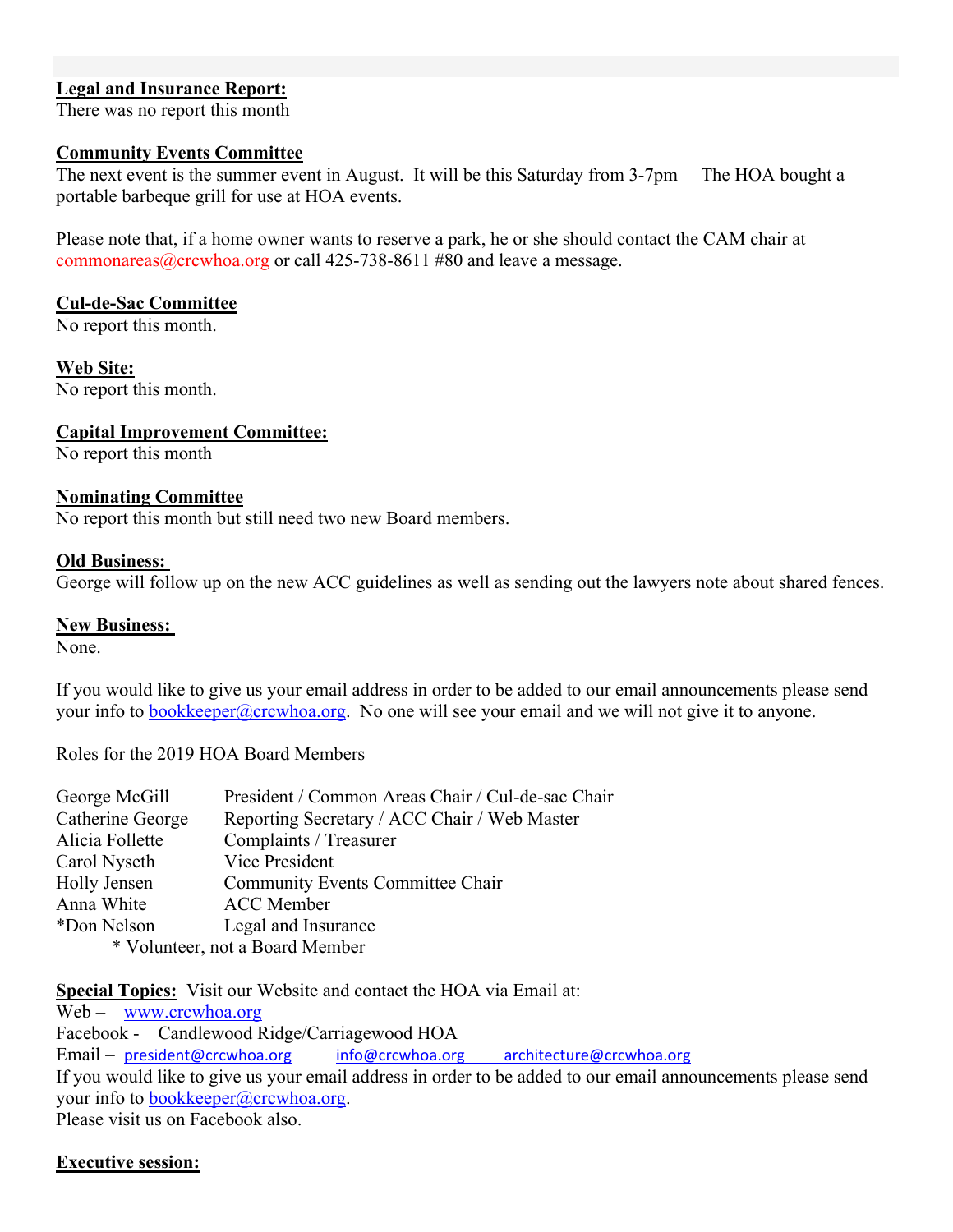**Legal and Insurance Report:**
There was no report this month

**Community Events Committee**
The next event is the summer event in August. It will be this Saturday from 3-7pm The HOA bought a portable barbeque grill for use at HOA events.

Please note that, if a home owner wants to reserve a park, he or she should contact the CAM chair at commonareas@crcwhoa.org or call 425-738-8611 #80 and leave a message.

**Cul-de-Sac Committee**
No report this month.

**Web Site:**
No report this month.

**Capital Improvement Committee:**
No report this month

**Nominating Committee**
No report this month but still need two new Board members.

**Old Business:**
George will follow up on the new ACC guidelines as well as sending out the lawyers note about shared fences.

**New Business:**
None.

If you would like to give us your email address in order to be added to our email announcements please send your info to bookkeeper@crcwhoa.org. No one will see your email and we will not give it to anyone.

Roles for the 2019 HOA Board Members

| | |
|---|---|
| George McGill | President / Common Areas Chair / Cul-de-sac Chair |
| Catherine George | Reporting Secretary / ACC Chair / Web Master |
| Alicia Follette | Complaints / Treasurer |
| Carol Nyseth | Vice President |
| Holly Jensen | Community Events Committee Chair |
| Anna White | ACC Member |
| *Don Nelson | Legal and Insurance |

\* Volunteer, not a Board Member

**Special Topics:** Visit our Website and contact the HOA via Email at:
Web – www.crcwhoa.org
Facebook - Candlewood Ridge/Carriagewood HOA
Email – president@crcwhoa.org info@crcwhoa.org architecture@crcwhoa.org
If you would like to give us your email address in order to be added to our email announcements please send your info to bookkeeper@crcwhoa.org.
Please visit us on Facebook also.

**Executive session:**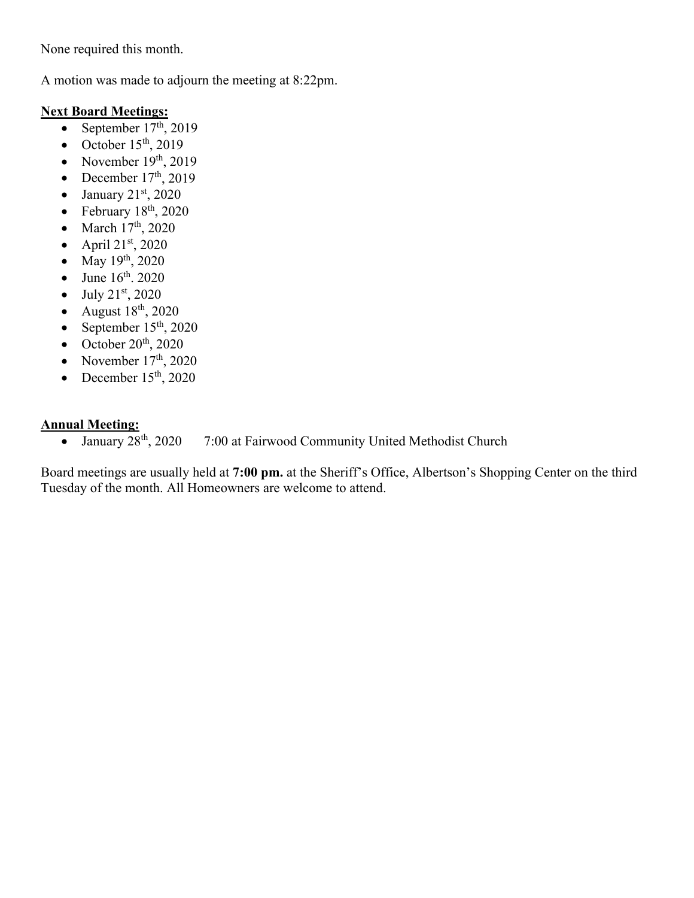None required this month.

A motion was made to adjourn the meeting at 8:22pm.

**Next Board Meetings:**

- September 17th, 2019
- October 15th, 2019
- November 19th, 2019
- December 17th, 2019
- January 21st, 2020
- February 18th, 2020
- March 17th, 2020
- April 21st, 2020
- May 19th, 2020
- June 16th. 2020
- July 21st, 2020
- August 18th, 2020
- September 15th, 2020
- October 20th, 2020
- November 17th, 2020
- December 15th, 2020

**Annual Meeting:**

- January 28th, 2020 7:00 at Fairwood Community United Methodist Church

Board meetings are usually held at **7:00 pm.** at the Sheriff's Office, Albertson's Shopping Center on the third Tuesday of the month. All Homeowners are welcome to attend.